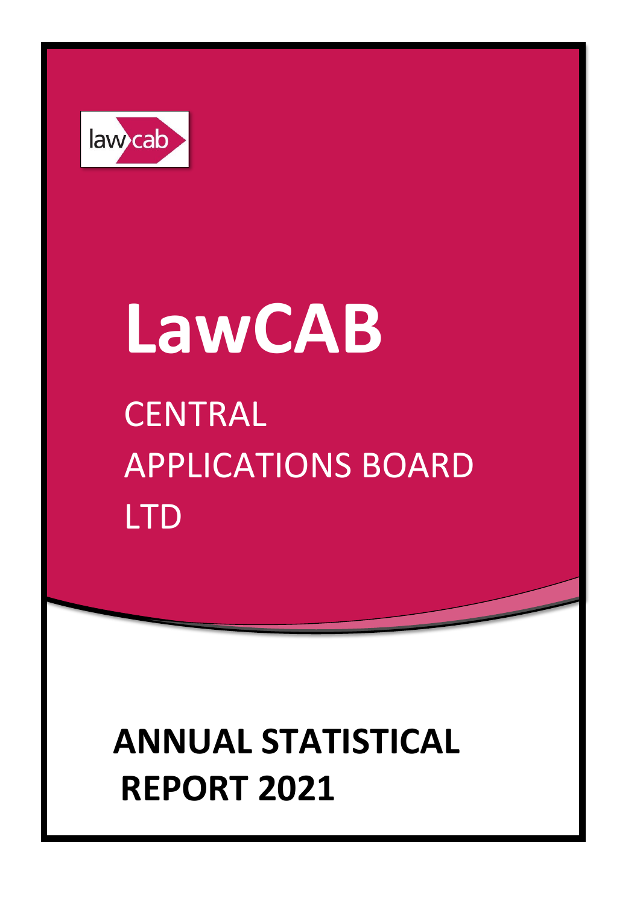lawcab

# LawCAB

CENTRAL
APPLICATIONS BOARD
LTD

## ANNUAL STATISTICAL REPORT 2021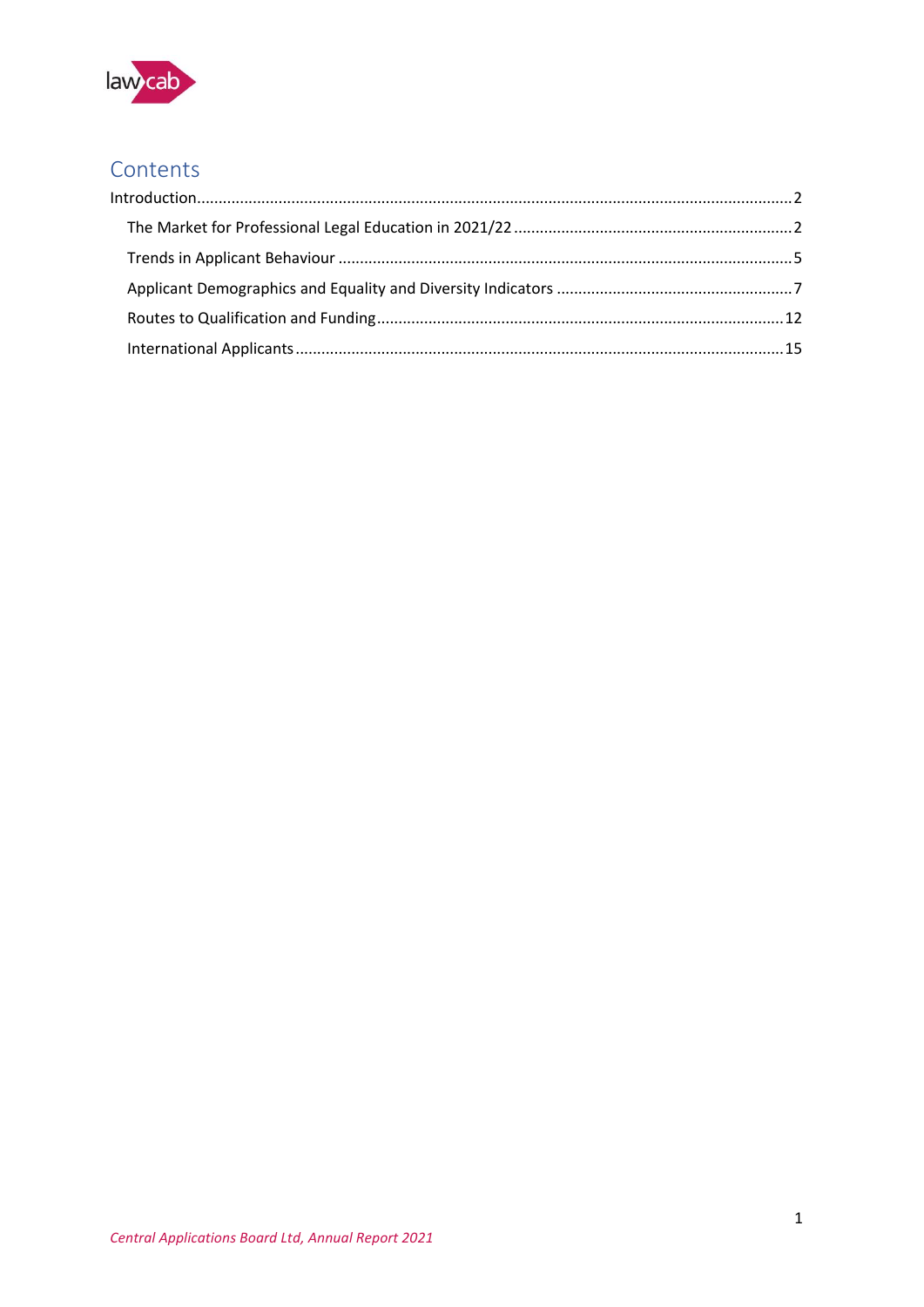## Contents

Introduction .......... 2

- The Market for Professional Legal Education in 2021/22 .......... 2
- Trends in Applicant Behaviour .......... 5
- Applicant Demographics and Equality and Diversity Indicators .......... 7
- Routes to Qualification and Funding .......... 12
- International Applicants .......... 15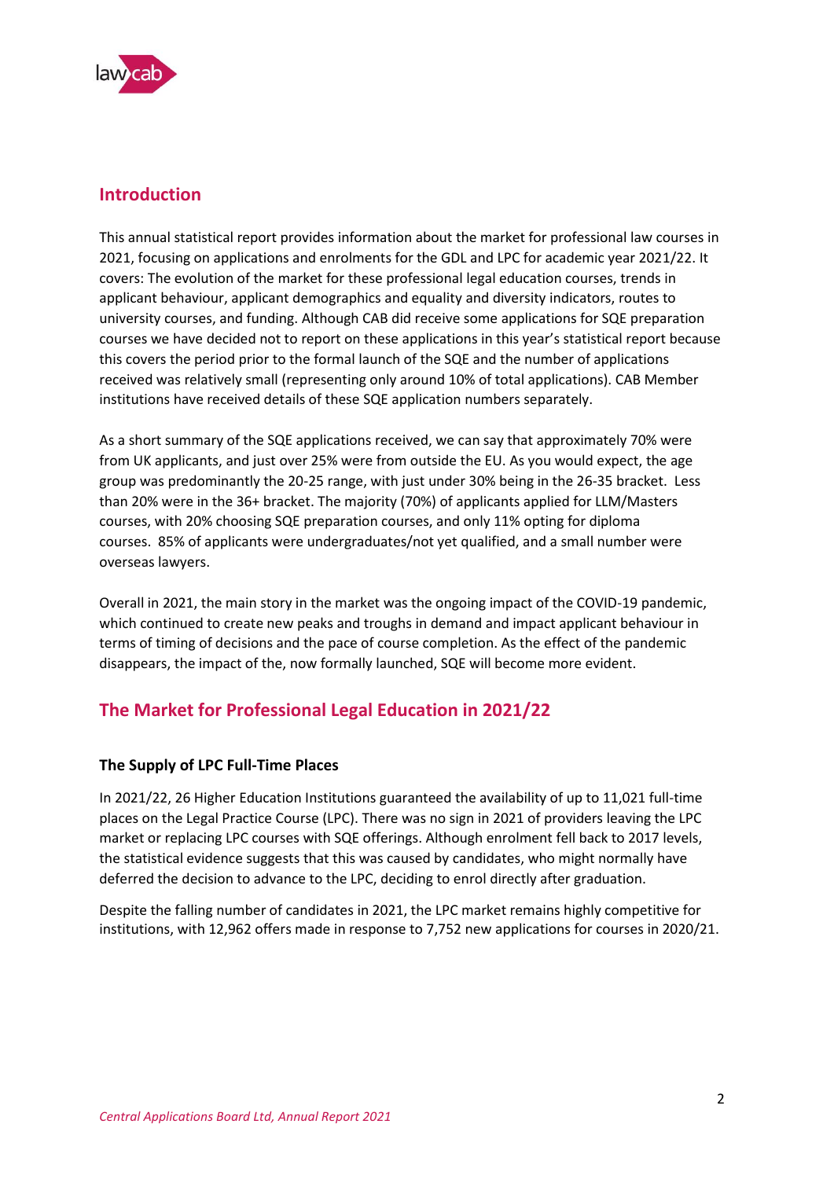## Introduction

This annual statistical report provides information about the market for professional law courses in 2021, focusing on applications and enrolments for the GDL and LPC for academic year 2021/22. It covers: The evolution of the market for these professional legal education courses, trends in applicant behaviour, applicant demographics and equality and diversity indicators, routes to university courses, and funding. Although CAB did receive some applications for SQE preparation courses we have decided not to report on these applications in this year's statistical report because this covers the period prior to the formal launch of the SQE and the number of applications received was relatively small (representing only around 10% of total applications). CAB Member institutions have received details of these SQE application numbers separately.

As a short summary of the SQE applications received, we can say that approximately 70% were from UK applicants, and just over 25% were from outside the EU. As you would expect, the age group was predominantly the 20-25 range, with just under 30% being in the 26-35 bracket. Less than 20% were in the 36+ bracket. The majority (70%) of applicants applied for LLM/Masters courses, with 20% choosing SQE preparation courses, and only 11% opting for diploma courses. 85% of applicants were undergraduates/not yet qualified, and a small number were overseas lawyers.

Overall in 2021, the main story in the market was the ongoing impact of the COVID-19 pandemic, which continued to create new peaks and troughs in demand and impact applicant behaviour in terms of timing of decisions and the pace of course completion. As the effect of the pandemic disappears, the impact of the, now formally launched, SQE will become more evident.

## The Market for Professional Legal Education in 2021/22

### The Supply of LPC Full-Time Places

In 2021/22, 26 Higher Education Institutions guaranteed the availability of up to 11,021 full-time places on the Legal Practice Course (LPC). There was no sign in 2021 of providers leaving the LPC market or replacing LPC courses with SQE offerings. Although enrolment fell back to 2017 levels, the statistical evidence suggests that this was caused by candidates, who might normally have deferred the decision to advance to the LPC, deciding to enrol directly after graduation.

Despite the falling number of candidates in 2021, the LPC market remains highly competitive for institutions, with 12,962 offers made in response to 7,752 new applications for courses in 2020/21.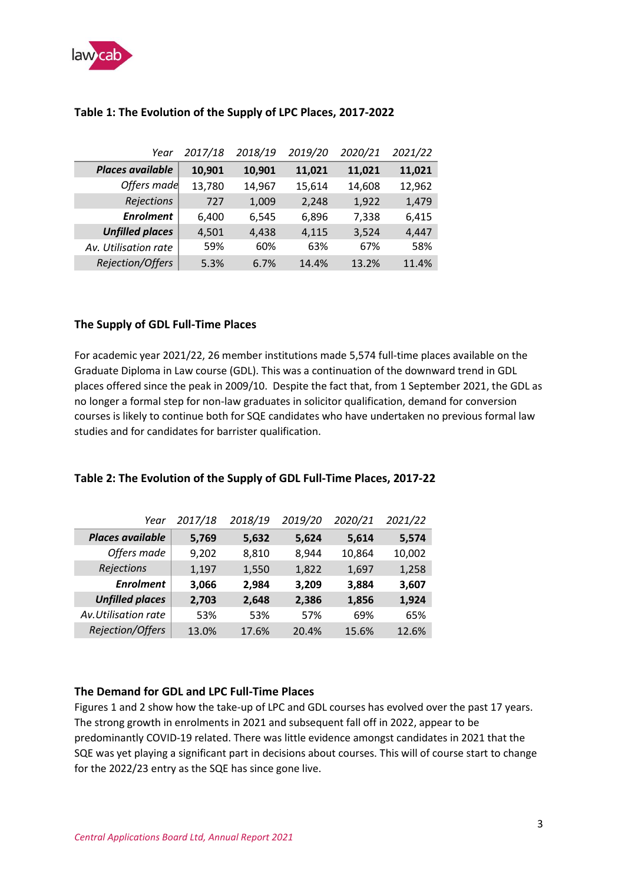### Table 1: The Evolution of the Supply of LPC Places, 2017-2022

| *Year* | *2017/18* | *2018/19* | *2019/20* | *2020/21* | *2021/22* |
|---|---|---|---|---|---|
| ***Places available*** | **10,901** | **10,901** | **11,021** | **11,021** | **11,021** |
| *Offers made* | 13,780 | 14,967 | 15,614 | 14,608 | 12,962 |
| *Rejections* | 727 | 1,009 | 2,248 | 1,922 | 1,479 |
| ***Enrolment*** | 6,400 | 6,545 | 6,896 | 7,338 | 6,415 |
| ***Unfilled places*** | 4,501 | 4,438 | 4,115 | 3,524 | 4,447 |
| *Av. Utilisation rate* | 59% | 60% | 63% | 67% | 58% |
| *Rejection/Offers* | 5.3% | 6.7% | 14.4% | 13.2% | 11.4% |

### The Supply of GDL Full-Time Places

For academic year 2021/22, 26 member institutions made 5,574 full-time places available on the Graduate Diploma in Law course (GDL). This was a continuation of the downward trend in GDL places offered since the peak in 2009/10. Despite the fact that, from 1 September 2021, the GDL as no longer a formal step for non-law graduates in solicitor qualification, demand for conversion courses is likely to continue both for SQE candidates who have undertaken no previous formal law studies and for candidates for barrister qualification.

### Table 2: The Evolution of the Supply of GDL Full-Time Places, 2017-22

| *Year* | *2017/18* | *2018/19* | *2019/20* | *2020/21* | *2021/22* |
|---|---|---|---|---|---|
| ***Places available*** | **5,769** | **5,632** | **5,624** | **5,614** | **5,574** |
| *Offers made* | 9,202 | 8,810 | 8,944 | 10,864 | 10,002 |
| *Rejections* | 1,197 | 1,550 | 1,822 | 1,697 | 1,258 |
| ***Enrolment*** | **3,066** | **2,984** | **3,209** | **3,884** | **3,607** |
| ***Unfilled places*** | **2,703** | **2,648** | **2,386** | **1,856** | **1,924** |
| *Av.Utilisation rate* | 53% | 53% | 57% | 69% | 65% |
| *Rejection/Offers* | 13.0% | 17.6% | 20.4% | 15.6% | 12.6% |

### The Demand for GDL and LPC Full-Time Places

Figures 1 and 2 show how the take-up of LPC and GDL courses has evolved over the past 17 years. The strong growth in enrolments in 2021 and subsequent fall off in 2022, appear to be predominantly COVID-19 related. There was little evidence amongst candidates in 2021 that the SQE was yet playing a significant part in decisions about courses. This will of course start to change for the 2022/23 entry as the SQE has since gone live.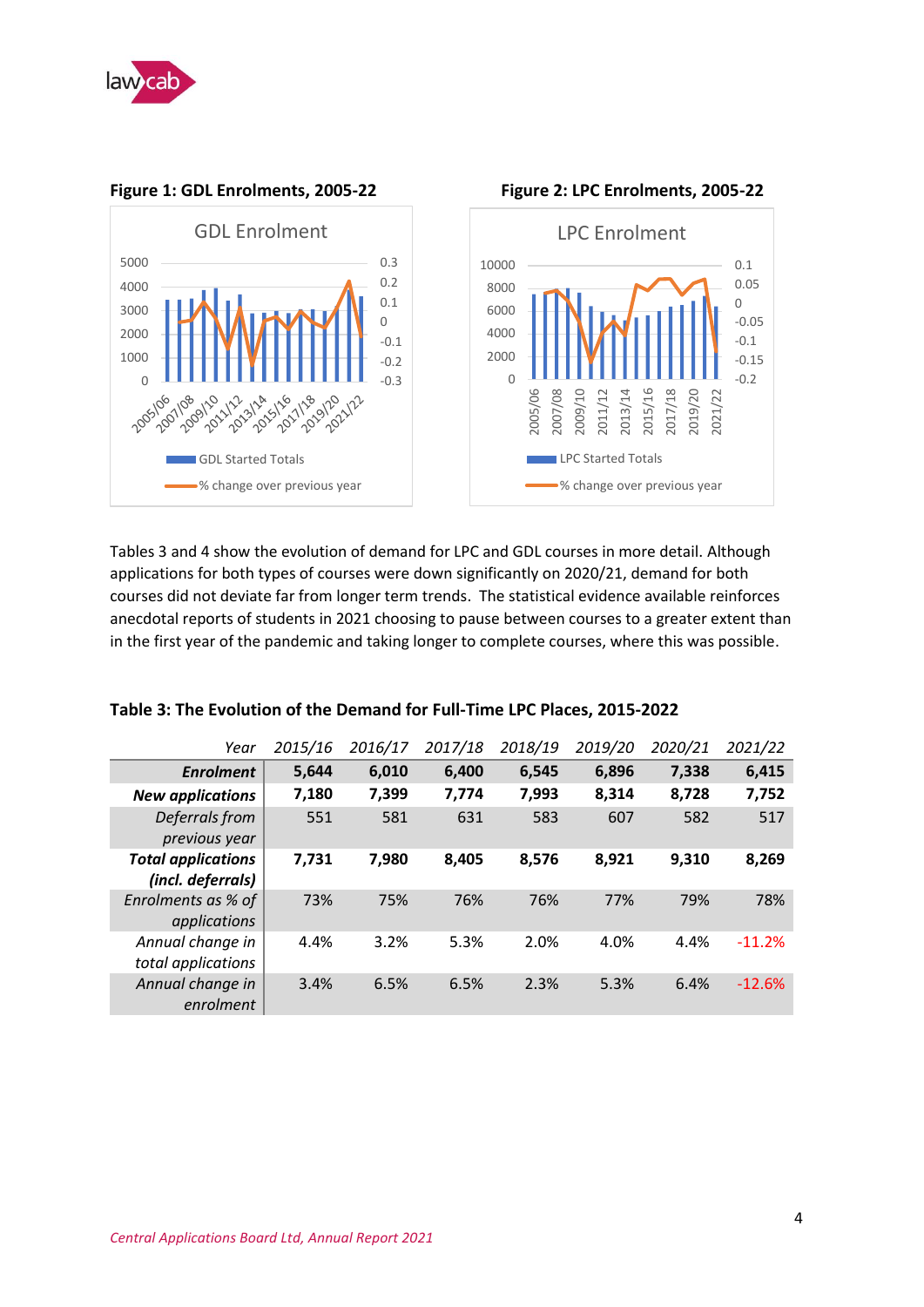**Figure 1: GDL Enrolments, 2005-22**

**Figure 2: LPC Enrolments, 2005-22**

Tables 3 and 4 show the evolution of demand for LPC and GDL courses in more detail. Although applications for both types of courses were down significantly on 2020/21, demand for both courses did not deviate far from longer term trends. The statistical evidence available reinforces anecdotal reports of students in 2021 choosing to pause between courses to a greater extent than in the first year of the pandemic and taking longer to complete courses, where this was possible.

**Table 3: The Evolution of the Demand for Full-Time LPC Places, 2015-2022**

| *Year* | *2015/16* | *2016/17* | *2017/18* | *2018/19* | *2019/20* | *2020/21* | *2021/22* |
|---|---|---|---|---|---|---|---|
| ***Enrolment*** | **5,644** | **6,010** | **6,400** | **6,545** | **6,896** | **7,338** | **6,415** |
| ***New applications*** | **7,180** | **7,399** | **7,774** | **7,993** | **8,314** | **8,728** | **7,752** |
| *Deferrals from previous year* | 551 | 581 | 631 | 583 | 607 | 582 | 517 |
| ***Total applications (incl. deferrals)*** | **7,731** | **7,980** | **8,405** | **8,576** | **8,921** | **9,310** | **8,269** |
| *Enrolments as % of applications* | 73% | 75% | 76% | 76% | 77% | 79% | 78% |
| *Annual change in total applications* | 4.4% | 3.2% | 5.3% | 2.0% | 4.0% | 4.4% | -11.2% |
| *Annual change in enrolment* | 3.4% | 6.5% | 6.5% | 2.3% | 5.3% | 6.4% | -12.6% |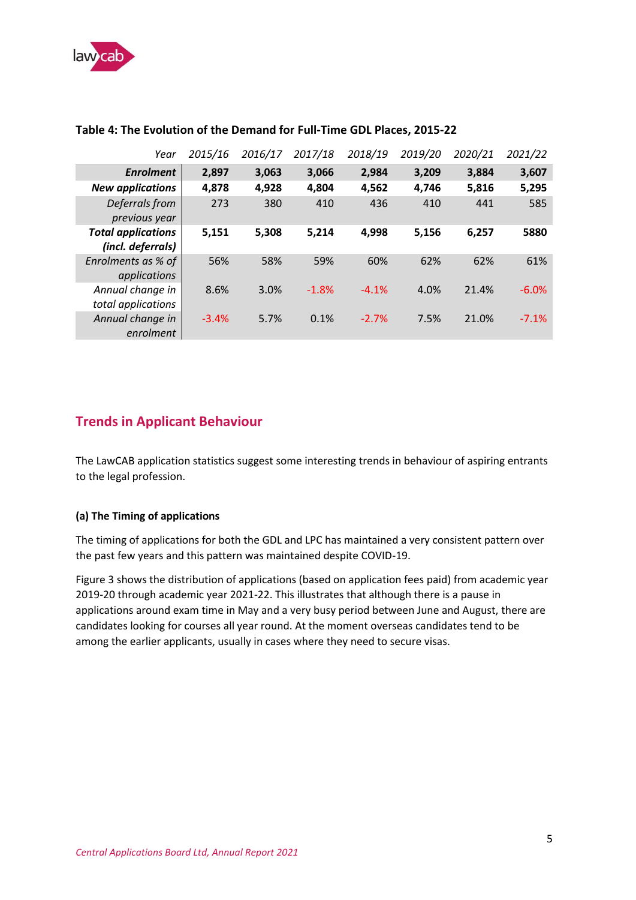**Table 4: The Evolution of the Demand for Full-Time GDL Places, 2015-22**

| *Year* | *2015/16* | *2016/17* | *2017/18* | *2018/19* | *2019/20* | *2020/21* | *2021/22* |
|---|---|---|---|---|---|---|---|
| ***Enrolment*** | **2,897** | **3,063** | **3,066** | **2,984** | **3,209** | **3,884** | **3,607** |
| ***New applications*** | **4,878** | **4,928** | **4,804** | **4,562** | **4,746** | **5,816** | **5,295** |
| *Deferrals from previous year* | 273 | 380 | 410 | 436 | 410 | 441 | 585 |
| ***Total applications (incl. deferrals)*** | **5,151** | **5,308** | **5,214** | **4,998** | **5,156** | **6,257** | **5880** |
| *Enrolments as % of applications* | 56% | 58% | 59% | 60% | 62% | 62% | 61% |
| *Annual change in total applications* | 8.6% | 3.0% | -1.8% | -4.1% | 4.0% | 21.4% | -6.0% |
| *Annual change in enrolment* | -3.4% | 5.7% | 0.1% | -2.7% | 7.5% | 21.0% | -7.1% |

## Trends in Applicant Behaviour

The LawCAB application statistics suggest some interesting trends in behaviour of aspiring entrants to the legal profession.

### (a) The Timing of applications

The timing of applications for both the GDL and LPC has maintained a very consistent pattern over the past few years and this pattern was maintained despite COVID-19.

Figure 3 shows the distribution of applications (based on application fees paid) from academic year 2019-20 through academic year 2021-22. This illustrates that although there is a pause in applications around exam time in May and a very busy period between June and August, there are candidates looking for courses all year round. At the moment overseas candidates tend to be among the earlier applicants, usually in cases where they need to secure visas.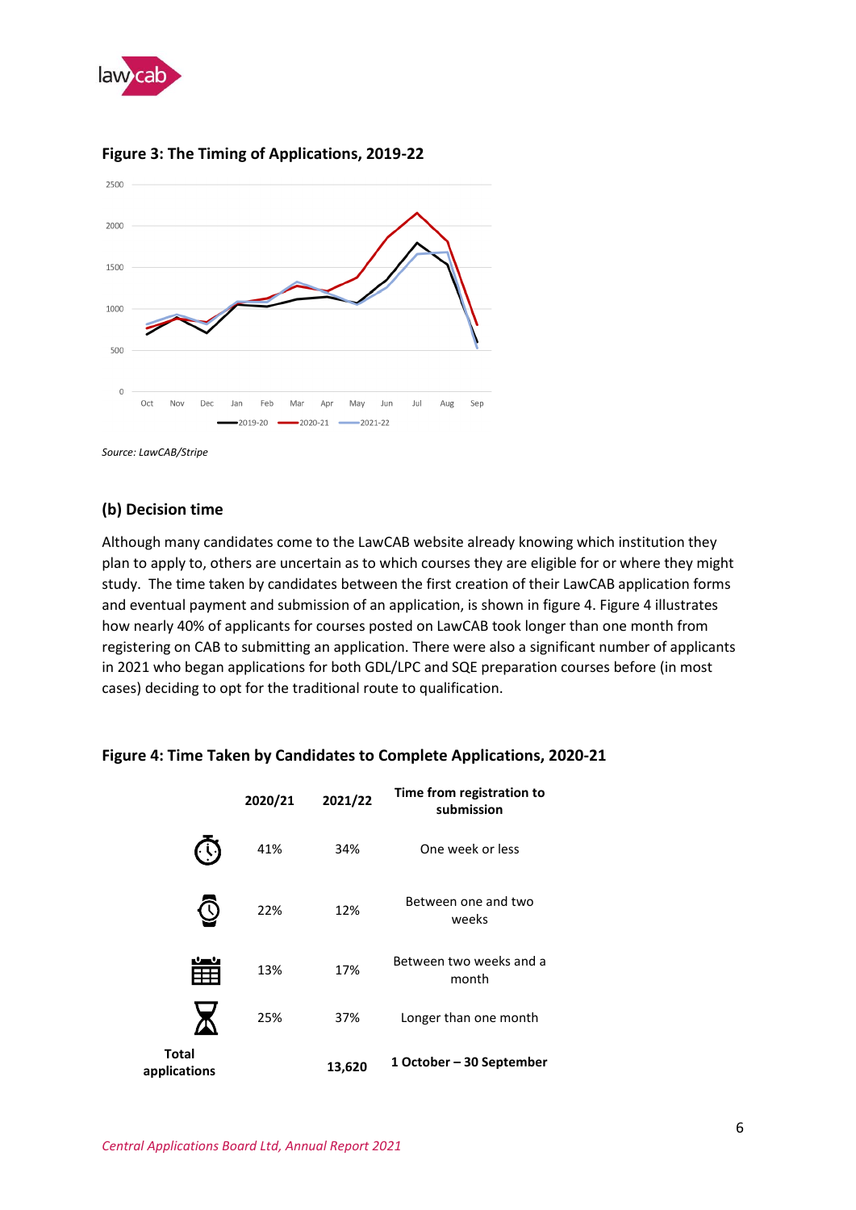**Figure 3: The Timing of Applications, 2019-22**

*Source: LawCAB/Stripe*

### (b) Decision time

Although many candidates come to the LawCAB website already knowing which institution they plan to apply to, others are uncertain as to which courses they are eligible for or where they might study. The time taken by candidates between the first creation of their LawCAB application forms and eventual payment and submission of an application, is shown in figure 4. Figure 4 illustrates how nearly 40% of applicants for courses posted on LawCAB took longer than one month from registering on CAB to submitting an application. There were also a significant number of applicants in 2021 who began applications for both GDL/LPC and SQE preparation courses before (in most cases) deciding to opt for the traditional route to qualification.

**Figure 4: Time Taken by Candidates to Complete Applications, 2020-21**

| | 2020/21 | 2021/22 | Time from registration to submission |
|---|---|---|---|
| | 41% | 34% | One week or less |
| | 22% | 12% | Between one and two weeks |
| | 13% | 17% | Between two weeks and a month |
| | 25% | 37% | Longer than one month |
| **Total applications** | | **13,620** | **1 October – 30 September** |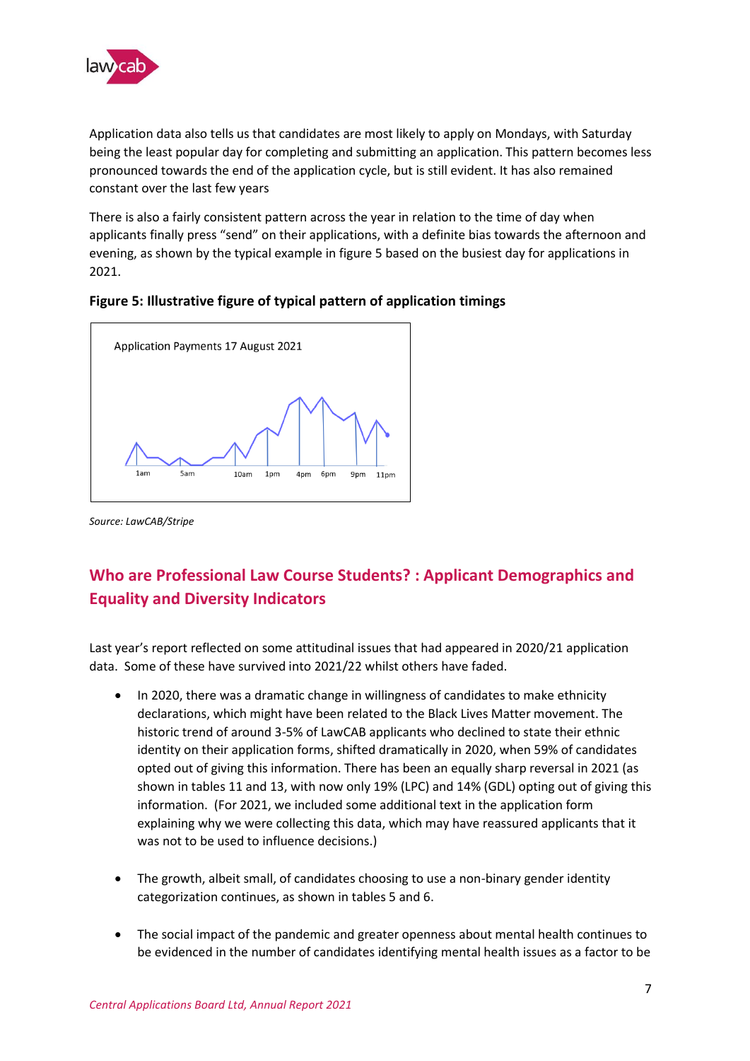Application data also tells us that candidates are most likely to apply on Mondays, with Saturday being the least popular day for completing and submitting an application. This pattern becomes less pronounced towards the end of the application cycle, but is still evident. It has also remained constant over the last few years

There is also a fairly consistent pattern across the year in relation to the time of day when applicants finally press "send" on their applications, with a definite bias towards the afternoon and evening, as shown by the typical example in figure 5 based on the busiest day for applications in 2021.

**Figure 5: Illustrative figure of typical pattern of application timings**

Application Payments 17 August 2021

1am 5am 10am 1pm 4pm 6pm 9pm 11pm

*Source: LawCAB/Stripe*

## Who are Professional Law Course Students? : Applicant Demographics and Equality and Diversity Indicators

Last year's report reflected on some attitudinal issues that had appeared in 2020/21 application data. Some of these have survived into 2021/22 whilst others have faded.

- In 2020, there was a dramatic change in willingness of candidates to make ethnicity declarations, which might have been related to the Black Lives Matter movement. The historic trend of around 3-5% of LawCAB applicants who declined to state their ethnic identity on their application forms, shifted dramatically in 2020, when 59% of candidates opted out of giving this information. There has been an equally sharp reversal in 2021 (as shown in tables 11 and 13, with now only 19% (LPC) and 14% (GDL) opting out of giving this information. (For 2021, we included some additional text in the application form explaining why we were collecting this data, which may have reassured applicants that it was not to be used to influence decisions.)

- The growth, albeit small, of candidates choosing to use a non-binary gender identity categorization continues, as shown in tables 5 and 6.

- The social impact of the pandemic and greater openness about mental health continues to be evidenced in the number of candidates identifying mental health issues as a factor to be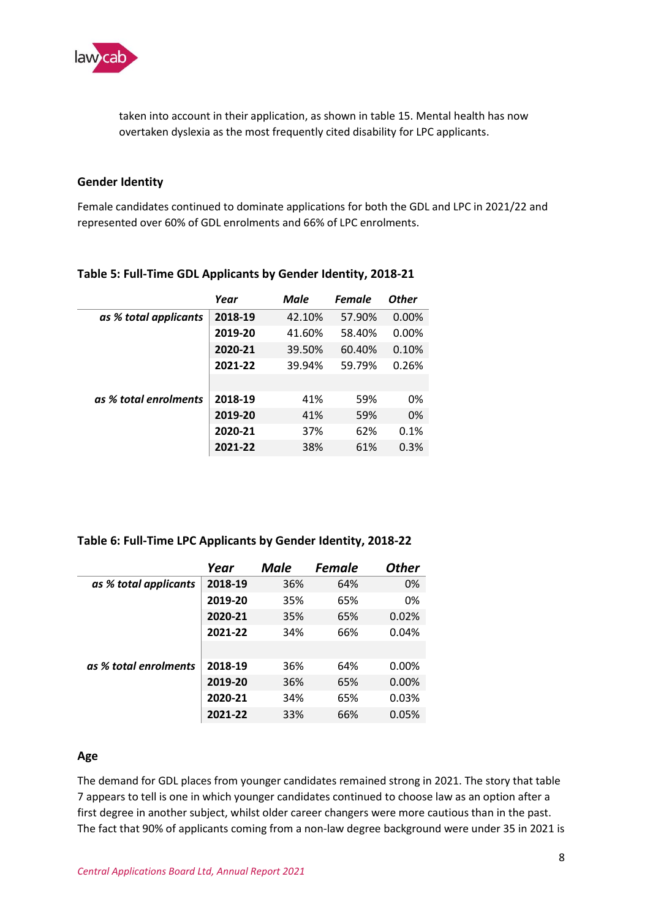taken into account in their application, as shown in table 15. Mental health has now overtaken dyslexia as the most frequently cited disability for LPC applicants.

### Gender Identity

Female candidates continued to dominate applications for both the GDL and LPC in 2021/22 and represented over 60% of GDL enrolments and 66% of LPC enrolments.

**Table 5: Full-Time GDL Applicants by Gender Identity, 2018-21**

| | *Year* | *Male* | *Female* | *Other* |
|---|---|---|---|---|
| *as % total applicants* | **2018-19** | 42.10% | 57.90% | 0.00% |
| | **2019-20** | 41.60% | 58.40% | 0.00% |
| | **2020-21** | 39.50% | 60.40% | 0.10% |
| | **2021-22** | 39.94% | 59.79% | 0.26% |
| | | | | |
| *as % total enrolments* | **2018-19** | 41% | 59% | 0% |
| | **2019-20** | 41% | 59% | 0% |
| | **2020-21** | 37% | 62% | 0.1% |
| | **2021-22** | 38% | 61% | 0.3% |

**Table 6: Full-Time LPC Applicants by Gender Identity, 2018-22**

| | *Year* | *Male* | *Female* | *Other* |
|---|---|---|---|---|
| *as % total applicants* | **2018-19** | 36% | 64% | 0% |
| | **2019-20** | 35% | 65% | 0% |
| | **2020-21** | 35% | 65% | 0.02% |
| | **2021-22** | 34% | 66% | 0.04% |
| | | | | |
| *as % total enrolments* | **2018-19** | 36% | 64% | 0.00% |
| | **2019-20** | 36% | 65% | 0.00% |
| | **2020-21** | 34% | 65% | 0.03% |
| | **2021-22** | 33% | 66% | 0.05% |

### Age

The demand for GDL places from younger candidates remained strong in 2021. The story that table 7 appears to tell is one in which younger candidates continued to choose law as an option after a first degree in another subject, whilst older career changers were more cautious than in the past. The fact that 90% of applicants coming from a non-law degree background were under 35 in 2021 is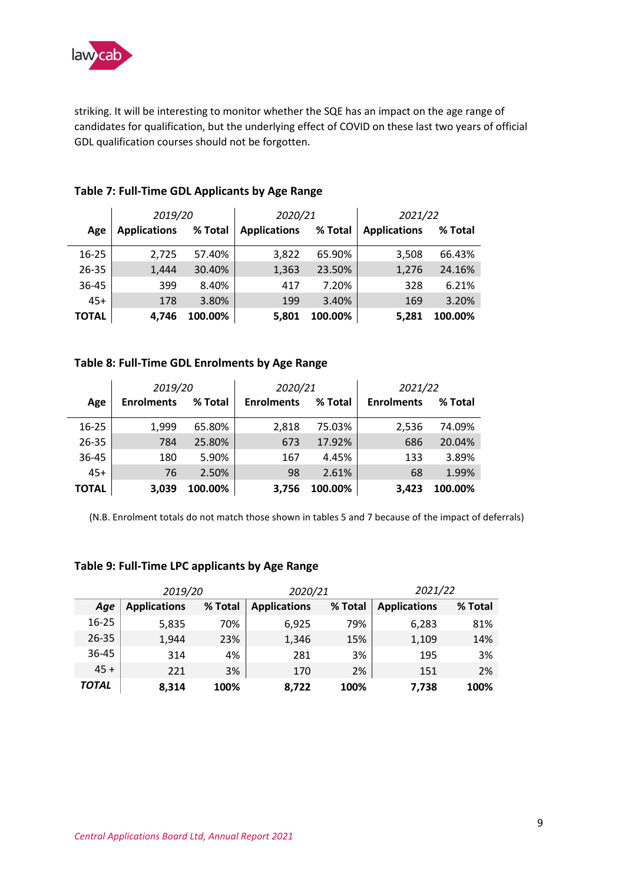striking. It will be interesting to monitor whether the SQE has an impact on the age range of candidates for qualification, but the underlying effect of COVID on these last two years of official GDL qualification courses should not be forgotten.

**Table 7: Full-Time GDL Applicants by Age Range**

| | *2019/20* | | *2020/21* | | *2021/22* | |
|---|---|---|---|---|---|---|
| **Age** | **Applications** | **% Total** | **Applications** | **% Total** | **Applications** | **% Total** |
| 16-25 | 2,725 | 57.40% | 3,822 | 65.90% | 3,508 | 66.43% |
| 26-35 | 1,444 | 30.40% | 1,363 | 23.50% | 1,276 | 24.16% |
| 36-45 | 399 | 8.40% | 417 | 7.20% | 328 | 6.21% |
| 45+ | 178 | 3.80% | 199 | 3.40% | 169 | 3.20% |
| **TOTAL** | **4,746** | **100.00%** | **5,801** | **100.00%** | **5,281** | **100.00%** |

**Table 8: Full-Time GDL Enrolments by Age Range**

| | *2019/20* | | *2020/21* | | *2021/22* | |
|---|---|---|---|---|---|---|
| **Age** | **Enrolments** | **% Total** | **Enrolments** | **% Total** | **Enrolments** | **% Total** |
| 16-25 | 1,999 | 65.80% | 2,818 | 75.03% | 2,536 | 74.09% |
| 26-35 | 784 | 25.80% | 673 | 17.92% | 686 | 20.04% |
| 36-45 | 180 | 5.90% | 167 | 4.45% | 133 | 3.89% |
| 45+ | 76 | 2.50% | 98 | 2.61% | 68 | 1.99% |
| **TOTAL** | **3,039** | **100.00%** | **3,756** | **100.00%** | **3,423** | **100.00%** |

(N.B. Enrolment totals do not match those shown in tables 5 and 7 because of the impact of deferrals)

**Table 9: Full-Time LPC applicants by Age Range**

| | *2019/20* | | *2020/21* | | *2021/22* | |
|---|---|---|---|---|---|---|
| ***Age*** | **Applications** | **% Total** | **Applications** | **% Total** | **Applications** | **% Total** |
| 16-25 | 5,835 | 70% | 6,925 | 79% | 6,283 | 81% |
| 26-35 | 1,944 | 23% | 1,346 | 15% | 1,109 | 14% |
| 36-45 | 314 | 4% | 281 | 3% | 195 | 3% |
| 45 + | 221 | 3% | 170 | 2% | 151 | 2% |
| ***TOTAL*** | **8,314** | **100%** | **8,722** | **100%** | **7,738** | **100%** |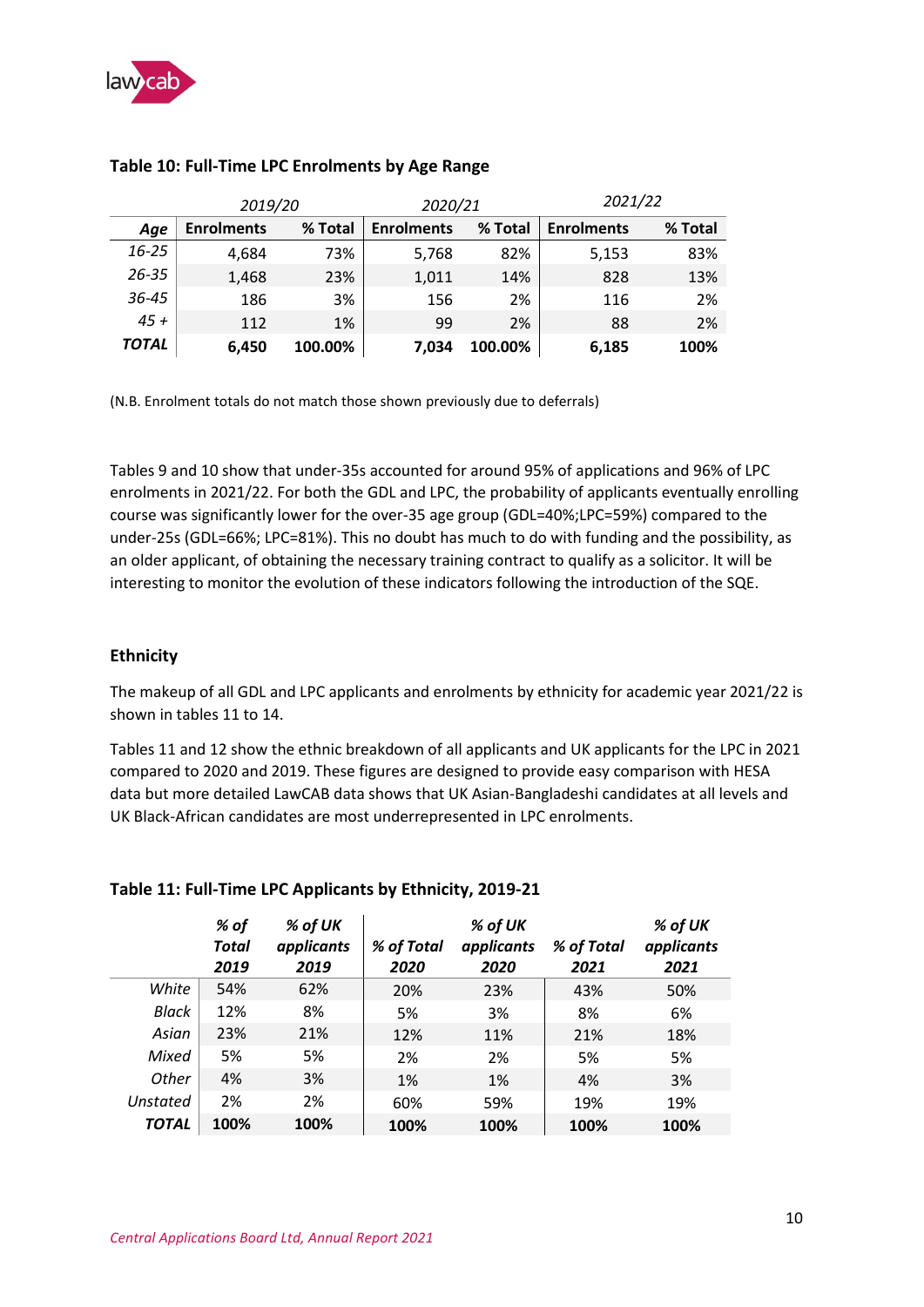### Table 10: Full-Time LPC Enrolments by Age Range

| | *2019/20* | | *2020/21* | | *2021/22* | |
|---|---|---|---|---|---|---|
| **Age** | **Enrolments** | **% Total** | **Enrolments** | **% Total** | **Enrolments** | **% Total** |
| *16-25* | 4,684 | 73% | 5,768 | 82% | 5,153 | 83% |
| *26-35* | 1,468 | 23% | 1,011 | 14% | 828 | 13% |
| *36-45* | 186 | 3% | 156 | 2% | 116 | 2% |
| *45 +* | 112 | 1% | 99 | 2% | 88 | 2% |
| ***TOTAL*** | **6,450** | **100.00%** | **7,034** | **100.00%** | **6,185** | **100%** |

(N.B. Enrolment totals do not match those shown previously due to deferrals)

Tables 9 and 10 show that under-35s accounted for around 95% of applications and 96% of LPC enrolments in 2021/22. For both the GDL and LPC, the probability of applicants eventually enrolling course was significantly lower for the over-35 age group (GDL=40%;LPC=59%) compared to the under-25s (GDL=66%; LPC=81%). This no doubt has much to do with funding and the possibility, as an older applicant, of obtaining the necessary training contract to qualify as a solicitor. It will be interesting to monitor the evolution of these indicators following the introduction of the SQE.

### Ethnicity

The makeup of all GDL and LPC applicants and enrolments by ethnicity for academic year 2021/22 is shown in tables 11 to 14.

Tables 11 and 12 show the ethnic breakdown of all applicants and UK applicants for the LPC in 2021 compared to 2020 and 2019. These figures are designed to provide easy comparison with HESA data but more detailed LawCAB data shows that UK Asian-Bangladeshi candidates at all levels and UK Black-African candidates are most underrepresented in LPC enrolments.

### Table 11: Full-Time LPC Applicants by Ethnicity, 2019-21

| | ***% of Total 2019*** | ***% of UK applicants 2019*** | ***% of Total 2020*** | ***% of UK applicants 2020*** | ***% of Total 2021*** | ***% of UK applicants 2021*** |
|---|---|---|---|---|---|---|
| *White* | 54% | 62% | 20% | 23% | 43% | 50% |
| *Black* | 12% | 8% | 5% | 3% | 8% | 6% |
| *Asian* | 23% | 21% | 12% | 11% | 21% | 18% |
| *Mixed* | 5% | 5% | 2% | 2% | 5% | 5% |
| *Other* | 4% | 3% | 1% | 1% | 4% | 3% |
| *Unstated* | 2% | 2% | 60% | 59% | 19% | 19% |
| ***TOTAL*** | **100%** | **100%** | **100%** | **100%** | **100%** | **100%** |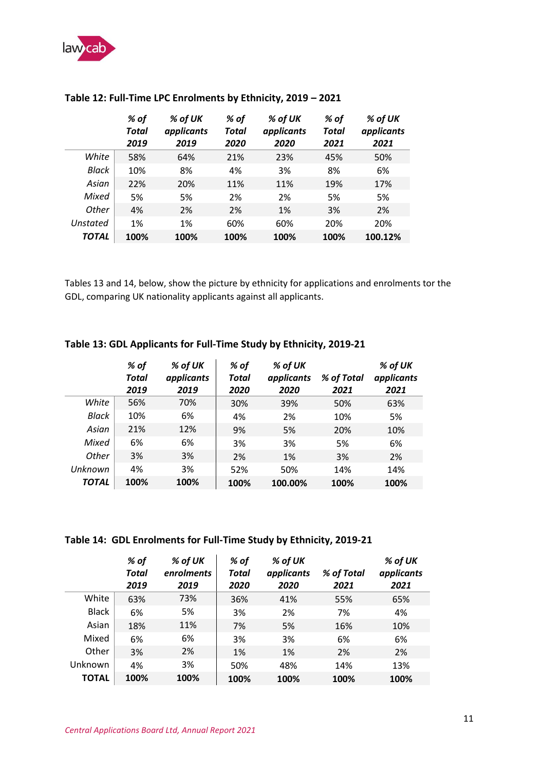**Table 12: Full-Time LPC Enrolments by Ethnicity, 2019 – 2021**

| | *% of Total 2019* | *% of UK applicants 2019* | *% of Total 2020* | *% of UK applicants 2020* | *% of Total 2021* | *% of UK applicants 2021* |
|---|---|---|---|---|---|---|
| *White* | 58% | 64% | 21% | 23% | 45% | 50% |
| *Black* | 10% | 8% | 4% | 3% | 8% | 6% |
| *Asian* | 22% | 20% | 11% | 11% | 19% | 17% |
| *Mixed* | 5% | 5% | 2% | 2% | 5% | 5% |
| *Other* | 4% | 2% | 2% | 1% | 3% | 2% |
| *Unstated* | 1% | 1% | 60% | 60% | 20% | 20% |
| ***TOTAL*** | **100%** | **100%** | **100%** | **100%** | **100%** | **100.12%** |

Tables 13 and 14, below, show the picture by ethnicity for applications and enrolments tor the GDL, comparing UK nationality applicants against all applicants.

**Table 13: GDL Applicants for Full-Time Study by Ethnicity, 2019-21**

| | *% of Total 2019* | *% of UK applicants 2019* | *% of Total 2020* | *% of UK applicants 2020* | *% of Total 2021* | *% of UK applicants 2021* |
|---|---|---|---|---|---|---|
| *White* | 56% | 70% | 30% | 39% | 50% | 63% |
| *Black* | 10% | 6% | 4% | 2% | 10% | 5% |
| *Asian* | 21% | 12% | 9% | 5% | 20% | 10% |
| *Mixed* | 6% | 6% | 3% | 3% | 5% | 6% |
| *Other* | 3% | 3% | 2% | 1% | 3% | 2% |
| *Unknown* | 4% | 3% | 52% | 50% | 14% | 14% |
| ***TOTAL*** | **100%** | **100%** | **100%** | **100.00%** | **100%** | **100%** |

**Table 14: GDL Enrolments for Full-Time Study by Ethnicity, 2019-21**

| | *% of Total 2019* | *% of UK enrolments 2019* | *% of Total 2020* | *% of UK applicants 2020* | *% of Total 2021* | *% of UK applicants 2021* |
|---|---|---|---|---|---|---|
| White | 63% | 73% | 36% | 41% | 55% | 65% |
| Black | 6% | 5% | 3% | 2% | 7% | 4% |
| Asian | 18% | 11% | 7% | 5% | 16% | 10% |
| Mixed | 6% | 6% | 3% | 3% | 6% | 6% |
| Other | 3% | 2% | 1% | 1% | 2% | 2% |
| Unknown | 4% | 3% | 50% | 48% | 14% | 13% |
| **TOTAL** | **100%** | **100%** | **100%** | **100%** | **100%** | **100%** |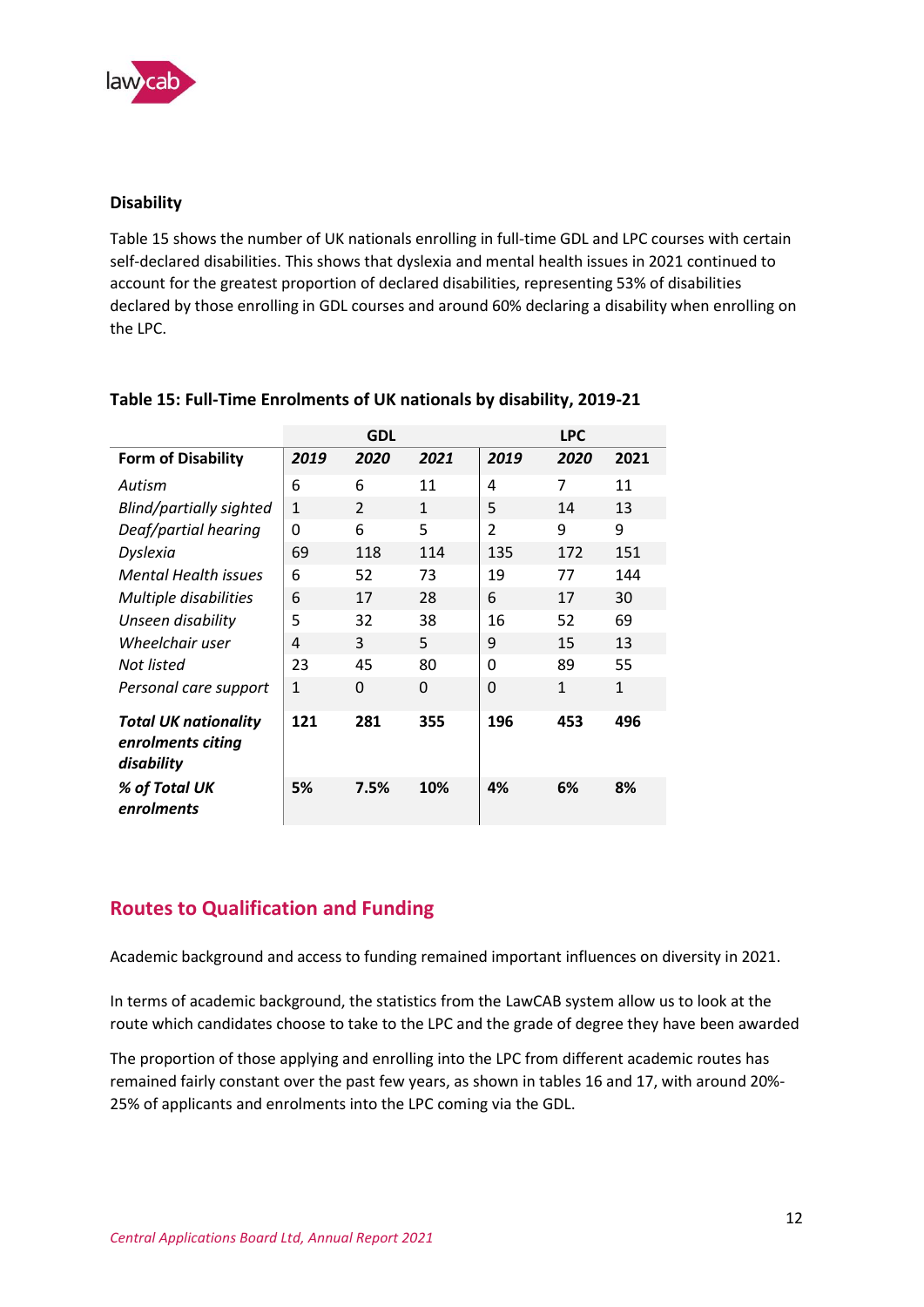### Disability

Table 15 shows the number of UK nationals enrolling in full-time GDL and LPC courses with certain self-declared disabilities. This shows that dyslexia and mental health issues in 2021 continued to account for the greatest proportion of declared disabilities, representing 53% of disabilities declared by those enrolling in GDL courses and around 60% declaring a disability when enrolling on the LPC.

**Table 15: Full-Time Enrolments of UK nationals by disability, 2019-21**

| | GDL | | | LPC | | |
|---|---|---|---|---|---|---|
| **Form of Disability** | ***2019*** | ***2020*** | ***2021*** | ***2019*** | ***2020*** | **2021** |
| *Autism* | 6 | 6 | 11 | 4 | 7 | 11 |
| *Blind/partially sighted* | 1 | 2 | 1 | 5 | 14 | 13 |
| *Deaf/partial hearing* | 0 | 6 | 5 | 2 | 9 | 9 |
| *Dyslexia* | 69 | 118 | 114 | 135 | 172 | 151 |
| *Mental Health issues* | 6 | 52 | 73 | 19 | 77 | 144 |
| *Multiple disabilities* | 6 | 17 | 28 | 6 | 17 | 30 |
| *Unseen disability* | 5 | 32 | 38 | 16 | 52 | 69 |
| *Wheelchair user* | 4 | 3 | 5 | 9 | 15 | 13 |
| *Not listed* | 23 | 45 | 80 | 0 | 89 | 55 |
| *Personal care support* | 1 | 0 | 0 | 0 | 1 | 1 |
| ***Total UK nationality enrolments citing disability*** | **121** | **281** | **355** | **196** | **453** | **496** |
| ***% of Total UK enrolments*** | **5%** | **7.5%** | **10%** | **4%** | **6%** | **8%** |

## Routes to Qualification and Funding

Academic background and access to funding remained important influences on diversity in 2021.

In terms of academic background, the statistics from the LawCAB system allow us to look at the route which candidates choose to take to the LPC and the grade of degree they have been awarded

The proportion of those applying and enrolling into the LPC from different academic routes has remained fairly constant over the past few years, as shown in tables 16 and 17, with around 20%-25% of applicants and enrolments into the LPC coming via the GDL.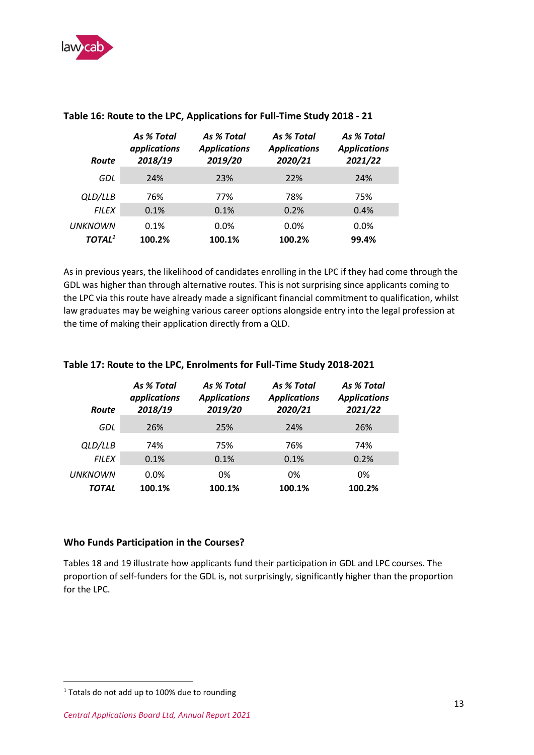### Table 16: Route to the LPC, Applications for Full-Time Study 2018 - 21

| *Route* | *As % Total applications 2018/19* | *As % Total Applications 2019/20* | *As % Total Applications 2020/21* | *As % Total Applications 2021/22* |
|---|---|---|---|---|
| *GDL* | 24% | 23% | 22% | 24% |
| *QLD/LLB* | 76% | 77% | 78% | 75% |
| *FILEX* | 0.1% | 0.1% | 0.2% | 0.4% |
| *UNKNOWN* | 0.1% | 0.0% | 0.0% | 0.0% |
| ***TOTAL*[1]** | **100.2%** | **100.1%** | **100.2%** | **99.4%** |

As in previous years, the likelihood of candidates enrolling in the LPC if they had come through the GDL was higher than through alternative routes. This is not surprising since applicants coming to the LPC via this route have already made a significant financial commitment to qualification, whilst law graduates may be weighing various career options alongside entry into the legal profession at the time of making their application directly from a QLD.

### Table 17: Route to the LPC, Enrolments for Full-Time Study 2018-2021

| *Route* | *As % Total applications 2018/19* | *As % Total Applications 2019/20* | *As % Total Applications 2020/21* | *As % Total Applications 2021/22* |
|---|---|---|---|---|
| *GDL* | 26% | 25% | 24% | 26% |
| *QLD/LLB* | 74% | 75% | 76% | 74% |
| *FILEX* | 0.1% | 0.1% | 0.1% | 0.2% |
| *UNKNOWN* | 0.0% | 0% | 0% | 0% |
| ***TOTAL*** | **100.1%** | **100.1%** | **100.1%** | **100.2%** |

### Who Funds Participation in the Courses?

Tables 18 and 19 illustrate how applicants fund their participation in GDL and LPC courses. The proportion of self-funders for the GDL is, not surprisingly, significantly higher than the proportion for the LPC.

[1] Totals do not add up to 100% due to rounding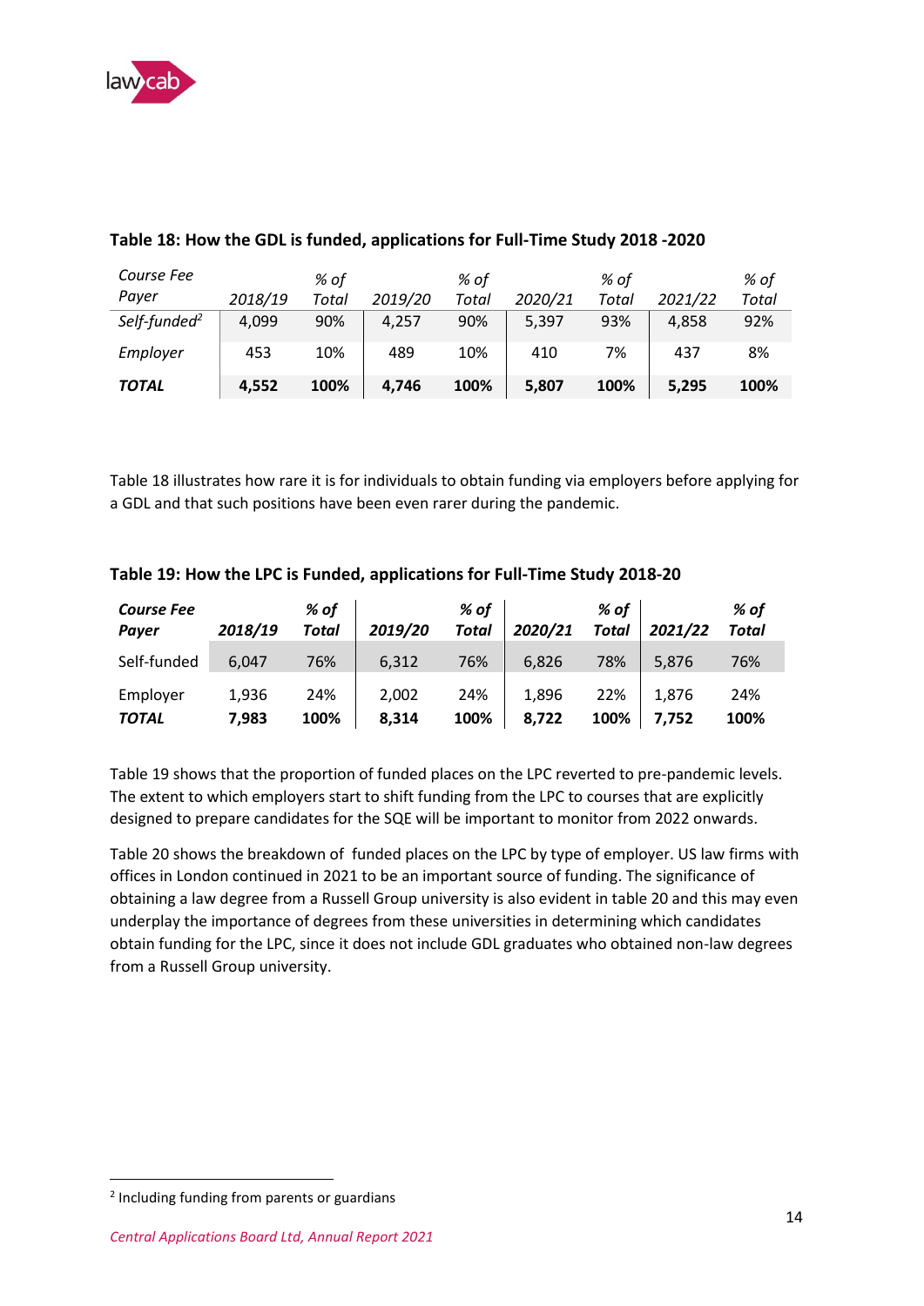**Table 18: How the GDL is funded, applications for Full-Time Study 2018 -2020**

| *Course Fee Payer* | *2018/19* | *% of Total* | *2019/20* | *% of Total* | *2020/21* | *% of Total* | *2021/22* | *% of Total* |
|---|---|---|---|---|---|---|---|---|
| *Self-funded*[2] | 4,099 | 90% | 4,257 | 90% | 5,397 | 93% | 4,858 | 92% |
| *Employer* | 453 | 10% | 489 | 10% | 410 | 7% | 437 | 8% |
| ***TOTAL*** | **4,552** | **100%** | **4,746** | **100%** | **5,807** | **100%** | **5,295** | **100%** |

Table 18 illustrates how rare it is for individuals to obtain funding via employers before applying for a GDL and that such positions have been even rarer during the pandemic.

**Table 19: How the LPC is Funded, applications for Full-Time Study 2018-20**

| ***Course Fee Payer*** | ***2018/19*** | ***% of Total*** | ***2019/20*** | ***% of Total*** | ***2020/21*** | ***% of Total*** | ***2021/22*** | ***% of Total*** |
|---|---|---|---|---|---|---|---|---|
| Self-funded | 6,047 | 76% | 6,312 | 76% | 6,826 | 78% | 5,876 | 76% |
| Employer | 1,936 | 24% | 2,002 | 24% | 1,896 | 22% | 1,876 | 24% |
| ***TOTAL*** | **7,983** | **100%** | **8,314** | **100%** | **8,722** | **100%** | **7,752** | **100%** |

Table 19 shows that the proportion of funded places on the LPC reverted to pre-pandemic levels. The extent to which employers start to shift funding from the LPC to courses that are explicitly designed to prepare candidates for the SQE will be important to monitor from 2022 onwards.

Table 20 shows the breakdown of funded places on the LPC by type of employer. US law firms with offices in London continued in 2021 to be an important source of funding. The significance of obtaining a law degree from a Russell Group university is also evident in table 20 and this may even underplay the importance of degrees from these universities in determining which candidates obtain funding for the LPC, since it does not include GDL graduates who obtained non-law degrees from a Russell Group university.

[2] Including funding from parents or guardians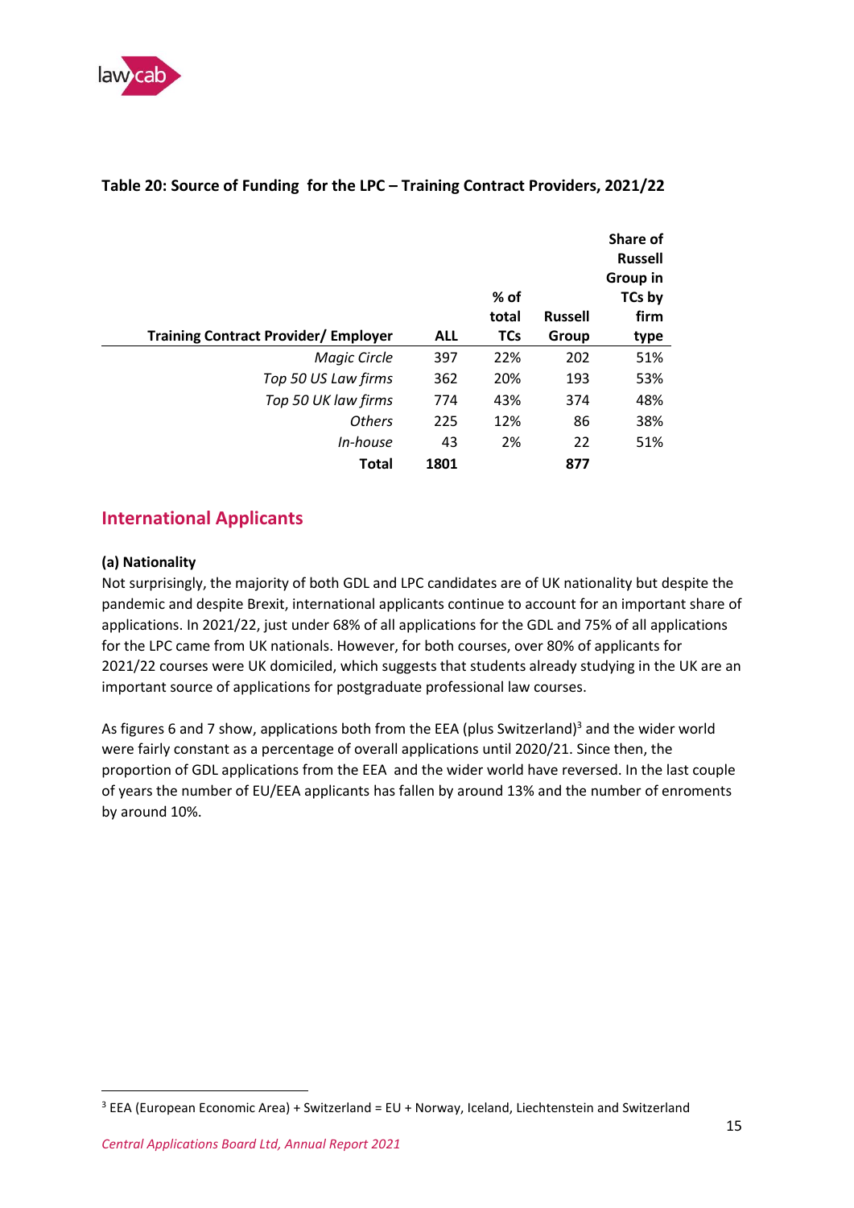**Table 20: Source of Funding for the LPC – Training Contract Providers, 2021/22**

| Training Contract Provider/ Employer | ALL | % of total TCs | Russell Group | Share of Russell Group in TCs by firm type |
|---|---|---|---|---|
| *Magic Circle* | 397 | 22% | 202 | 51% |
| *Top 50 US Law firms* | 362 | 20% | 193 | 53% |
| *Top 50 UK law firms* | 774 | 43% | 374 | 48% |
| *Others* | 225 | 12% | 86 | 38% |
| *In-house* | 43 | 2% | 22 | 51% |
| **Total** | **1801** | | **877** | |

## International Applicants

**(a) Nationality**

Not surprisingly, the majority of both GDL and LPC candidates are of UK nationality but despite the pandemic and despite Brexit, international applicants continue to account for an important share of applications. In 2021/22, just under 68% of all applications for the GDL and 75% of all applications for the LPC came from UK nationals. However, for both courses, over 80% of applicants for 2021/22 courses were UK domiciled, which suggests that students already studying in the UK are an important source of applications for postgraduate professional law courses.

As figures 6 and 7 show, applications both from the EEA (plus Switzerland)[3] and the wider world were fairly constant as a percentage of overall applications until 2020/21. Since then, the proportion of GDL applications from the EEA and the wider world have reversed. In the last couple of years the number of EU/EEA applicants has fallen by around 13% and the number of enroments by around 10%.

[3] EEA (European Economic Area) + Switzerland = EU + Norway, Iceland, Liechtenstein and Switzerland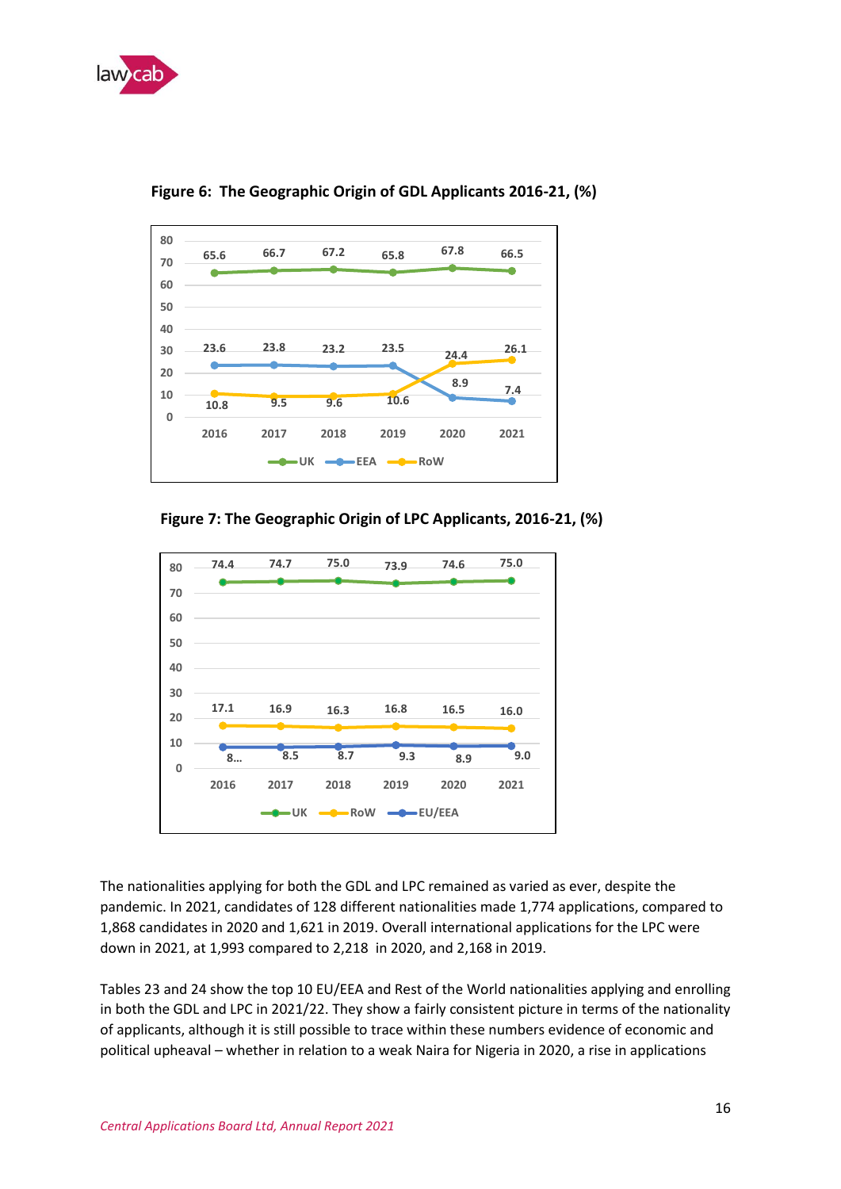**Figure 6: The Geographic Origin of GDL Applicants 2016-21, (%)**

| Year | UK | EEA | RoW |
|---|---|---|---|
| 2016 | 65.6 | 23.6 | 10.8 |
| 2017 | 66.7 | 23.8 | 9.5 |
| 2018 | 67.2 | 23.2 | 9.6 |
| 2019 | 65.8 | 23.5 | 10.6 |
| 2020 | 67.8 | 8.9 | 24.4 |
| 2021 | 66.5 | 7.4 | 26.1 |

**Figure 7: The Geographic Origin of LPC Applicants, 2016-21, (%)**

| Year | UK | RoW | EU/EEA |
|---|---|---|---|
| 2016 | 74.4 | 17.1 | 8... |
| 2017 | 74.7 | 16.9 | 8.5 |
| 2018 | 75.0 | 16.3 | 8.7 |
| 2019 | 73.9 | 16.8 | 9.3 |
| 2020 | 74.6 | 16.5 | 8.9 |
| 2021 | 75.0 | 16.0 | 9.0 |

The nationalities applying for both the GDL and LPC remained as varied as ever, despite the pandemic. In 2021, candidates of 128 different nationalities made 1,774 applications, compared to 1,868 candidates in 2020 and 1,621 in 2019. Overall international applications for the LPC were down in 2021, at 1,993 compared to 2,218 in 2020, and 2,168 in 2019.

Tables 23 and 24 show the top 10 EU/EEA and Rest of the World nationalities applying and enrolling in both the GDL and LPC in 2021/22. They show a fairly consistent picture in terms of the nationality of applicants, although it is still possible to trace within these numbers evidence of economic and political upheaval – whether in relation to a weak Naira for Nigeria in 2020, a rise in applications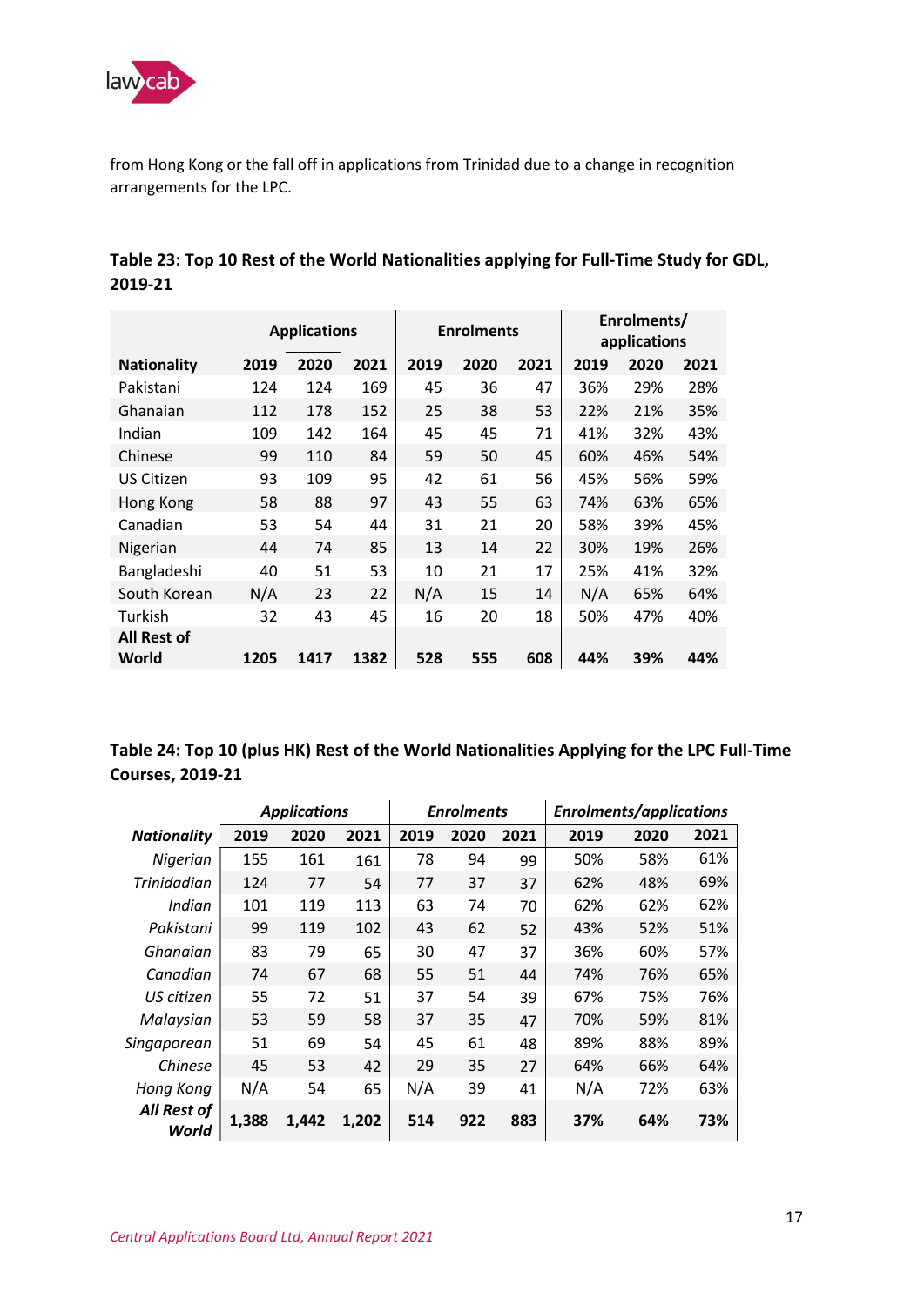from Hong Kong or the fall off in applications from Trinidad due to a change in recognition arrangements for the LPC.

**Table 23: Top 10 Rest of the World Nationalities applying for Full-Time Study for GDL, 2019-21**

| | Applications | | | Enrolments | | | Enrolments/ applications | | |
|---|---|---|---|---|---|---|---|---|---|
| **Nationality** | **2019** | **2020** | **2021** | **2019** | **2020** | **2021** | **2019** | **2020** | **2021** |
| Pakistani | 124 | 124 | 169 | 45 | 36 | 47 | 36% | 29% | 28% |
| Ghanaian | 112 | 178 | 152 | 25 | 38 | 53 | 22% | 21% | 35% |
| Indian | 109 | 142 | 164 | 45 | 45 | 71 | 41% | 32% | 43% |
| Chinese | 99 | 110 | 84 | 59 | 50 | 45 | 60% | 46% | 54% |
| US Citizen | 93 | 109 | 95 | 42 | 61 | 56 | 45% | 56% | 59% |
| Hong Kong | 58 | 88 | 97 | 43 | 55 | 63 | 74% | 63% | 65% |
| Canadian | 53 | 54 | 44 | 31 | 21 | 20 | 58% | 39% | 45% |
| Nigerian | 44 | 74 | 85 | 13 | 14 | 22 | 30% | 19% | 26% |
| Bangladeshi | 40 | 51 | 53 | 10 | 21 | 17 | 25% | 41% | 32% |
| South Korean | N/A | 23 | 22 | N/A | 15 | 14 | N/A | 65% | 64% |
| Turkish | 32 | 43 | 45 | 16 | 20 | 18 | 50% | 47% | 40% |
| **All Rest of World** | **1205** | **1417** | **1382** | **528** | **555** | **608** | **44%** | **39%** | **44%** |

**Table 24: Top 10 (plus HK) Rest of the World Nationalities Applying for the LPC Full-Time Courses, 2019-21**

| | *Applications* | | | *Enrolments* | | | *Enrolments/applications* | | |
|---|---|---|---|---|---|---|---|---|---|
| ***Nationality*** | **2019** | **2020** | **2021** | **2019** | **2020** | **2021** | **2019** | **2020** | **2021** |
| *Nigerian* | 155 | 161 | 161 | 78 | 94 | 99 | 50% | 58% | 61% |
| *Trinidadian* | 124 | 77 | 54 | 77 | 37 | 37 | 62% | 48% | 69% |
| *Indian* | 101 | 119 | 113 | 63 | 74 | 70 | 62% | 62% | 62% |
| *Pakistani* | 99 | 119 | 102 | 43 | 62 | 52 | 43% | 52% | 51% |
| *Ghanaian* | 83 | 79 | 65 | 30 | 47 | 37 | 36% | 60% | 57% |
| *Canadian* | 74 | 67 | 68 | 55 | 51 | 44 | 74% | 76% | 65% |
| *US citizen* | 55 | 72 | 51 | 37 | 54 | 39 | 67% | 75% | 76% |
| *Malaysian* | 53 | 59 | 58 | 37 | 35 | 47 | 70% | 59% | 81% |
| *Singaporean* | 51 | 69 | 54 | 45 | 61 | 48 | 89% | 88% | 89% |
| *Chinese* | 45 | 53 | 42 | 29 | 35 | 27 | 64% | 66% | 64% |
| *Hong Kong* | N/A | 54 | 65 | N/A | 39 | 41 | N/A | 72% | 63% |
| ***All Rest of World*** | **1,388** | **1,442** | **1,202** | **514** | **922** | **883** | **37%** | **64%** | **73%** |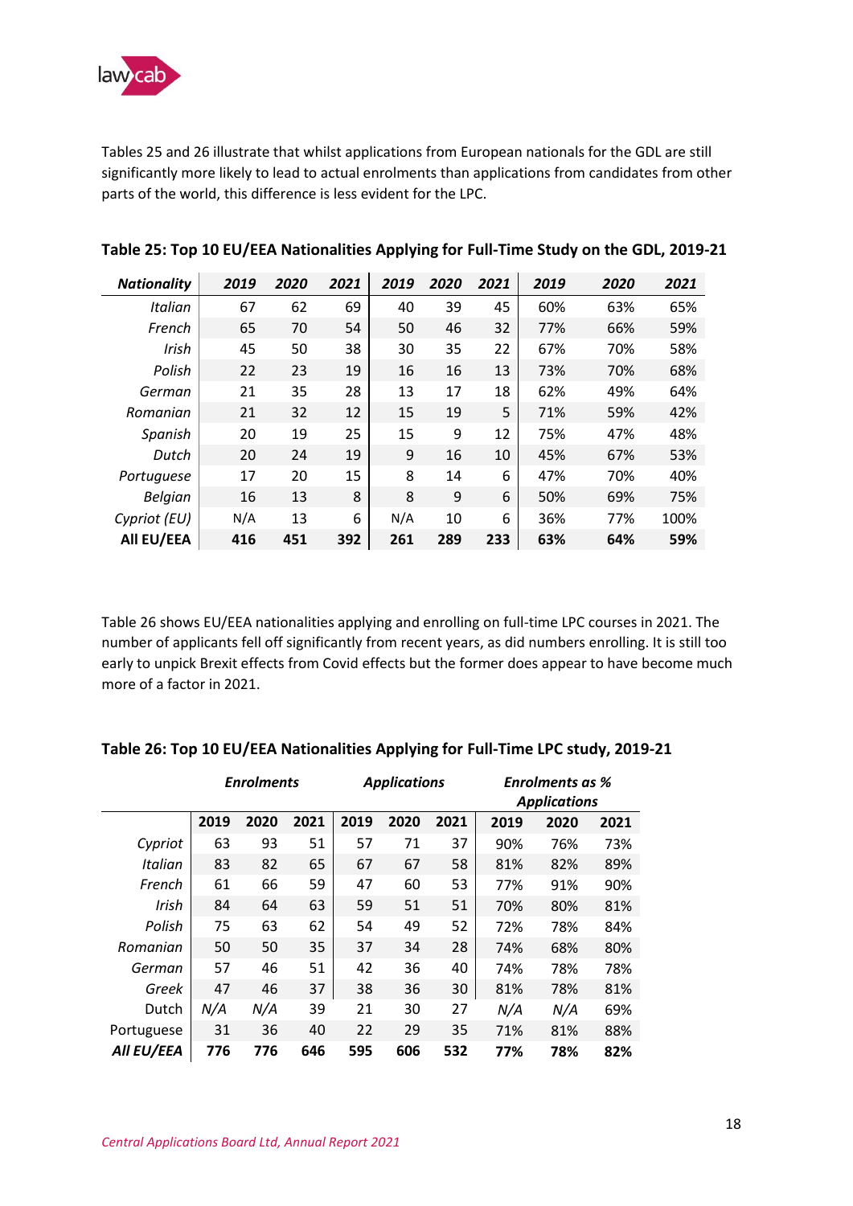Tables 25 and 26 illustrate that whilst applications from European nationals for the GDL are still significantly more likely to lead to actual enrolments than applications from candidates from other parts of the world, this difference is less evident for the LPC.

**Table 25: Top 10 EU/EEA Nationalities Applying for Full-Time Study on the GDL, 2019-21**

| *Nationality* | *2019* | *2020* | *2021* | *2019* | *2020* | *2021* | *2019* | *2020* | *2021* |
|---|---|---|---|---|---|---|---|---|---|
| *Italian* | 67 | 62 | 69 | 40 | 39 | 45 | 60% | 63% | 65% |
| *French* | 65 | 70 | 54 | 50 | 46 | 32 | 77% | 66% | 59% |
| *Irish* | 45 | 50 | 38 | 30 | 35 | 22 | 67% | 70% | 58% |
| *Polish* | 22 | 23 | 19 | 16 | 16 | 13 | 73% | 70% | 68% |
| *German* | 21 | 35 | 28 | 13 | 17 | 18 | 62% | 49% | 64% |
| *Romanian* | 21 | 32 | 12 | 15 | 19 | 5 | 71% | 59% | 42% |
| *Spanish* | 20 | 19 | 25 | 15 | 9 | 12 | 75% | 47% | 48% |
| *Dutch* | 20 | 24 | 19 | 9 | 16 | 10 | 45% | 67% | 53% |
| *Portuguese* | 17 | 20 | 15 | 8 | 14 | 6 | 47% | 70% | 40% |
| *Belgian* | 16 | 13 | 8 | 8 | 9 | 6 | 50% | 69% | 75% |
| *Cypriot (EU)* | N/A | 13 | 6 | N/A | 10 | 6 | 36% | 77% | 100% |
| **All EU/EEA** | **416** | **451** | **392** | **261** | **289** | **233** | **63%** | **64%** | **59%** |

Table 26 shows EU/EEA nationalities applying and enrolling on full-time LPC courses in 2021. The number of applicants fell off significantly from recent years, as did numbers enrolling. It is still too early to unpick Brexit effects from Covid effects but the former does appear to have become much more of a factor in 2021.

**Table 26: Top 10 EU/EEA Nationalities Applying for Full-Time LPC study, 2019-21**

| | ***Enrolments*** | | | ***Applications*** | | | ***Enrolments as % Applications*** | | |
|---|---|---|---|---|---|---|---|---|---|
| | **2019** | **2020** | **2021** | **2019** | **2020** | **2021** | **2019** | **2020** | **2021** |
| *Cypriot* | 63 | 93 | 51 | 57 | 71 | 37 | 90% | 76% | 73% |
| *Italian* | 83 | 82 | 65 | 67 | 67 | 58 | 81% | 82% | 89% |
| *French* | 61 | 66 | 59 | 47 | 60 | 53 | 77% | 91% | 90% |
| *Irish* | 84 | 64 | 63 | 59 | 51 | 51 | 70% | 80% | 81% |
| *Polish* | 75 | 63 | 62 | 54 | 49 | 52 | 72% | 78% | 84% |
| *Romanian* | 50 | 50 | 35 | 37 | 34 | 28 | 74% | 68% | 80% |
| *German* | 57 | 46 | 51 | 42 | 36 | 40 | 74% | 78% | 78% |
| *Greek* | 47 | 46 | 37 | 38 | 36 | 30 | 81% | 78% | 81% |
| Dutch | *N/A* | *N/A* | 39 | 21 | 30 | 27 | *N/A* | *N/A* | 69% |
| Portuguese | 31 | 36 | 40 | 22 | 29 | 35 | 71% | 81% | 88% |
| ***All EU/EEA*** | **776** | **776** | **646** | **595** | **606** | **532** | **77%** | **78%** | **82%** |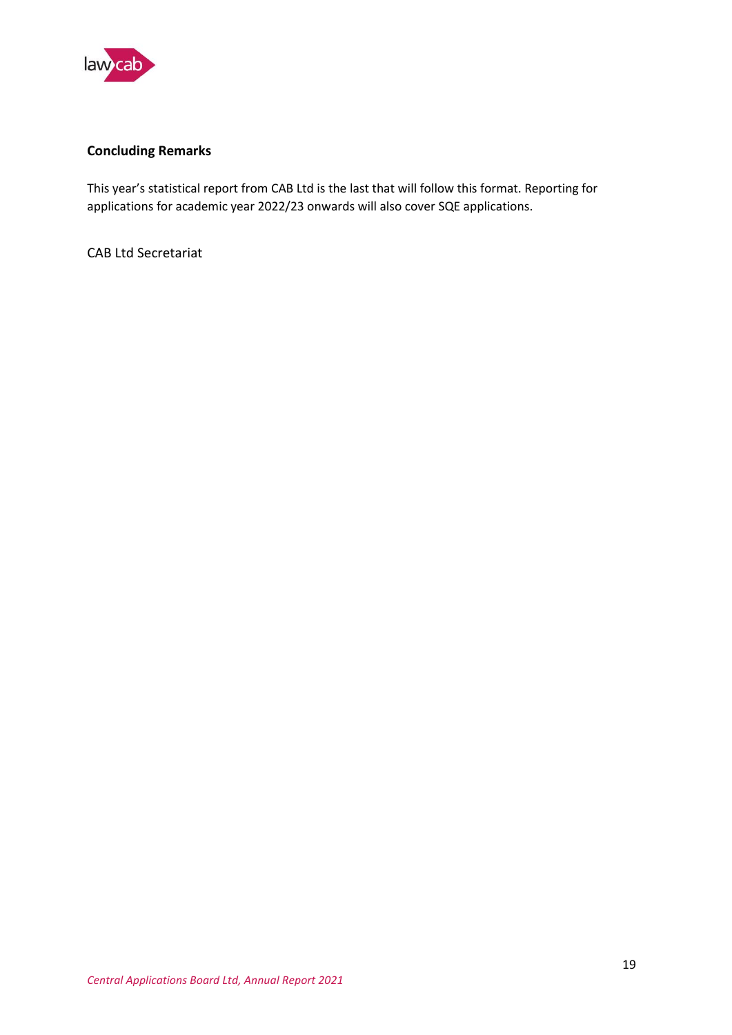## Concluding Remarks

This year's statistical report from CAB Ltd is the last that will follow this format. Reporting for applications for academic year 2022/23 onwards will also cover SQE applications.

CAB Ltd Secretariat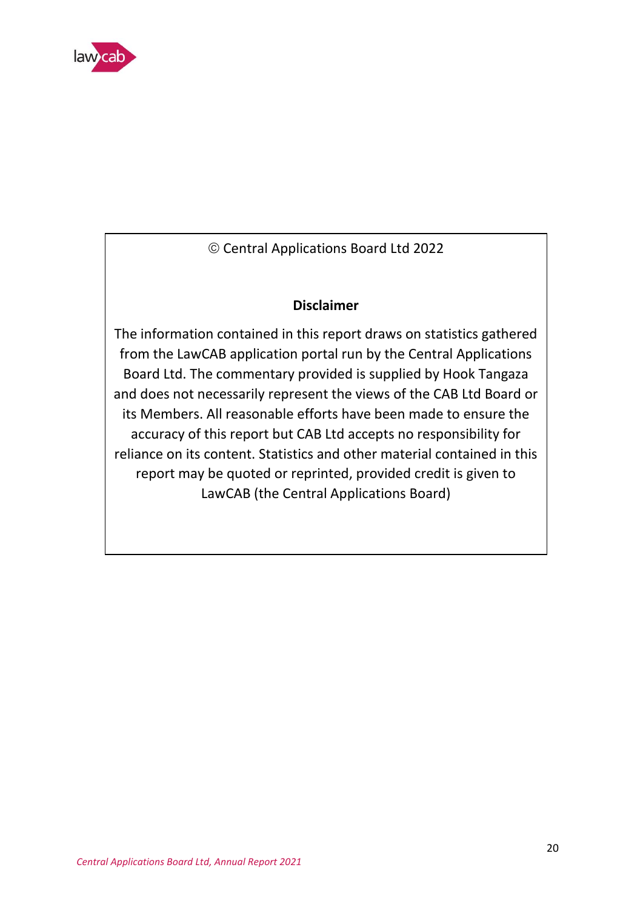© Central Applications Board Ltd 2022

**Disclaimer**

The information contained in this report draws on statistics gathered from the LawCAB application portal run by the Central Applications Board Ltd. The commentary provided is supplied by Hook Tangaza and does not necessarily represent the views of the CAB Ltd Board or its Members. All reasonable efforts have been made to ensure the accuracy of this report but CAB Ltd accepts no responsibility for reliance on its content. Statistics and other material contained in this report may be quoted or reprinted, provided credit is given to LawCAB (the Central Applications Board)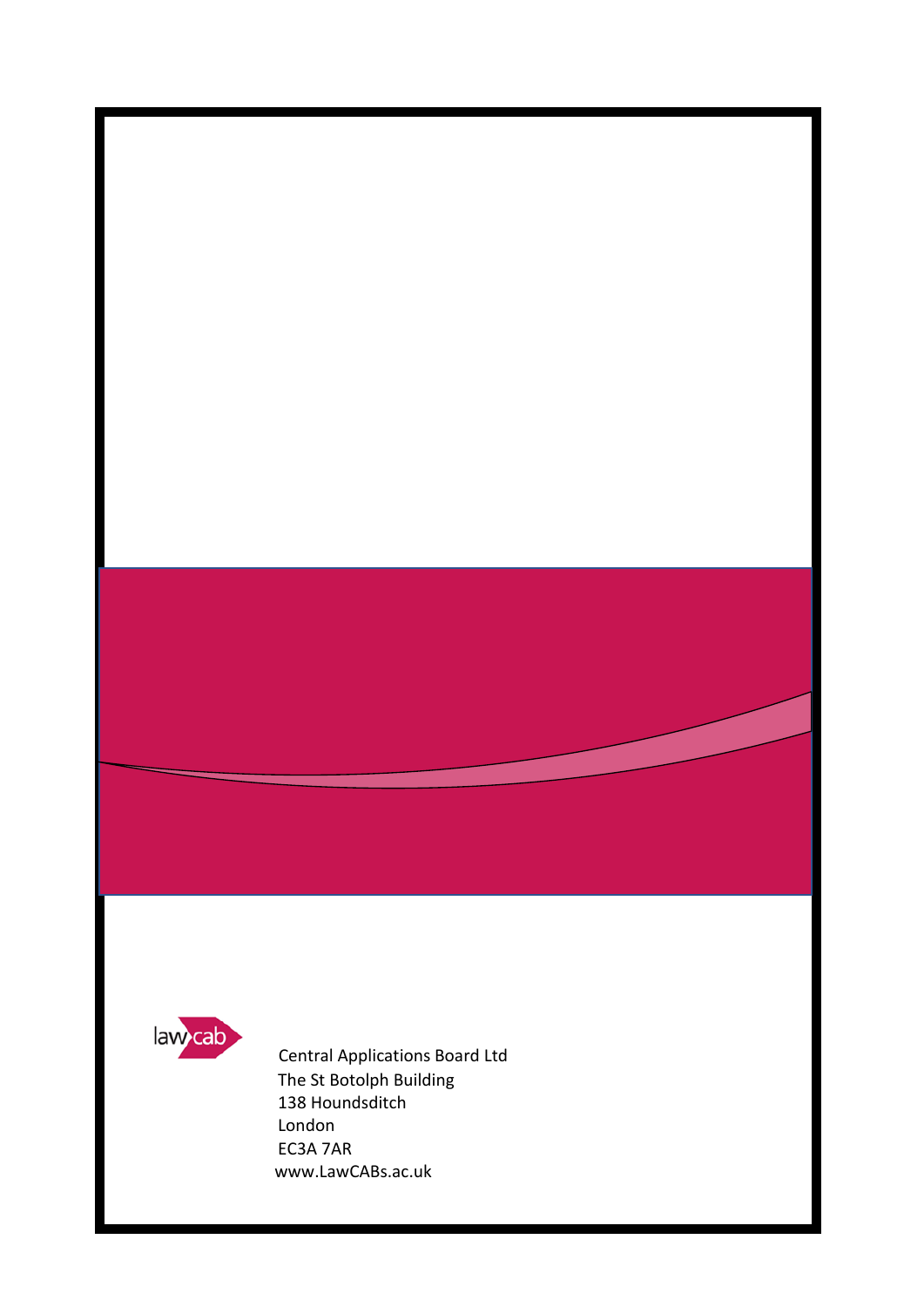law cab

Central Applications Board Ltd
The St Botolph Building
138 Houndsditch
London
EC3A 7AR
www.LawCABs.ac.uk